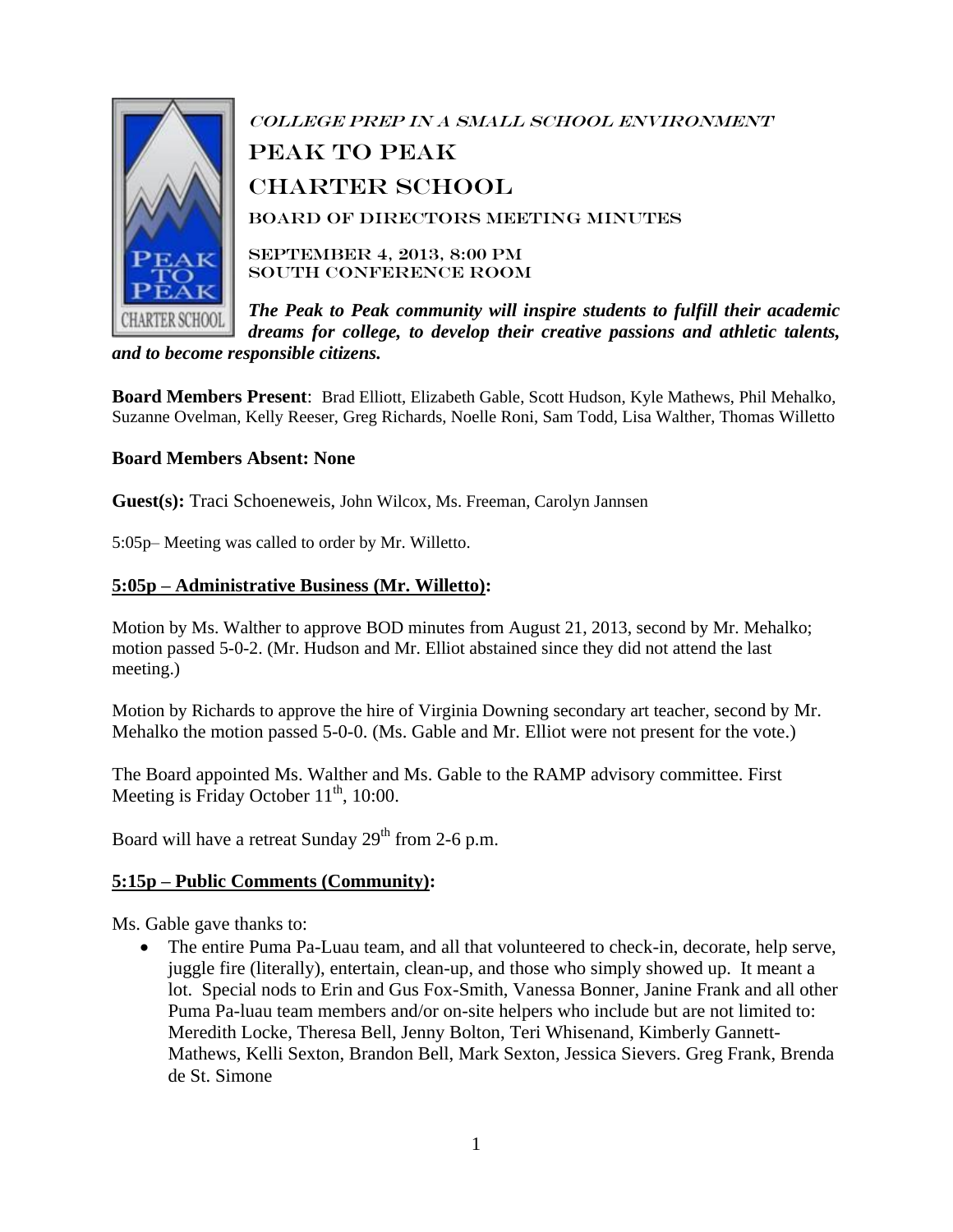College Prep in a Small School Environment

# Peak to Peak Charter School

## Board of Directors Meeting Minutes

September 4, 2013, 8:00 PM
South Conference Room

***The Peak to Peak community will inspire students to fulfill their academic dreams for college, to develop their creative passions and athletic talents, and to become responsible citizens.***

**Board Members Present**: Brad Elliott, Elizabeth Gable, Scott Hudson, Kyle Mathews, Phil Mehalko, Suzanne Ovelman, Kelly Reeser, Greg Richards, Noelle Roni, Sam Todd, Lisa Walther, Thomas Willetto

**Board Members Absent: None**

**Guest(s):** Traci Schoeneweis, John Wilcox, Ms. Freeman, Carolyn Jannsen

5:05p– Meeting was called to order by Mr. Willetto.

### 5:05p – Administrative Business (Mr. Willetto):

Motion by Ms. Walther to approve BOD minutes from August 21, 2013, second by Mr. Mehalko; motion passed 5-0-2. (Mr. Hudson and Mr. Elliot abstained since they did not attend the last meeting.)

Motion by Richards to approve the hire of Virginia Downing secondary art teacher, second by Mr. Mehalko the motion passed 5-0-0. (Ms. Gable and Mr. Elliot were not present for the vote.)

The Board appointed Ms. Walther and Ms. Gable to the RAMP advisory committee. First Meeting is Friday October 11th, 10:00.

Board will have a retreat Sunday 29th from 2-6 p.m.

### 5:15p – Public Comments (Community):

Ms. Gable gave thanks to:

- The entire Puma Pa-Luau team, and all that volunteered to check-in, decorate, help serve, juggle fire (literally), entertain, clean-up, and those who simply showed up. It meant a lot. Special nods to Erin and Gus Fox-Smith, Vanessa Bonner, Janine Frank and all other Puma Pa-luau team members and/or on-site helpers who include but are not limited to: Meredith Locke, Theresa Bell, Jenny Bolton, Teri Whisenand, Kimberly Gannett-Mathews, Kelli Sexton, Brandon Bell, Mark Sexton, Jessica Sievers. Greg Frank, Brenda de St. Simone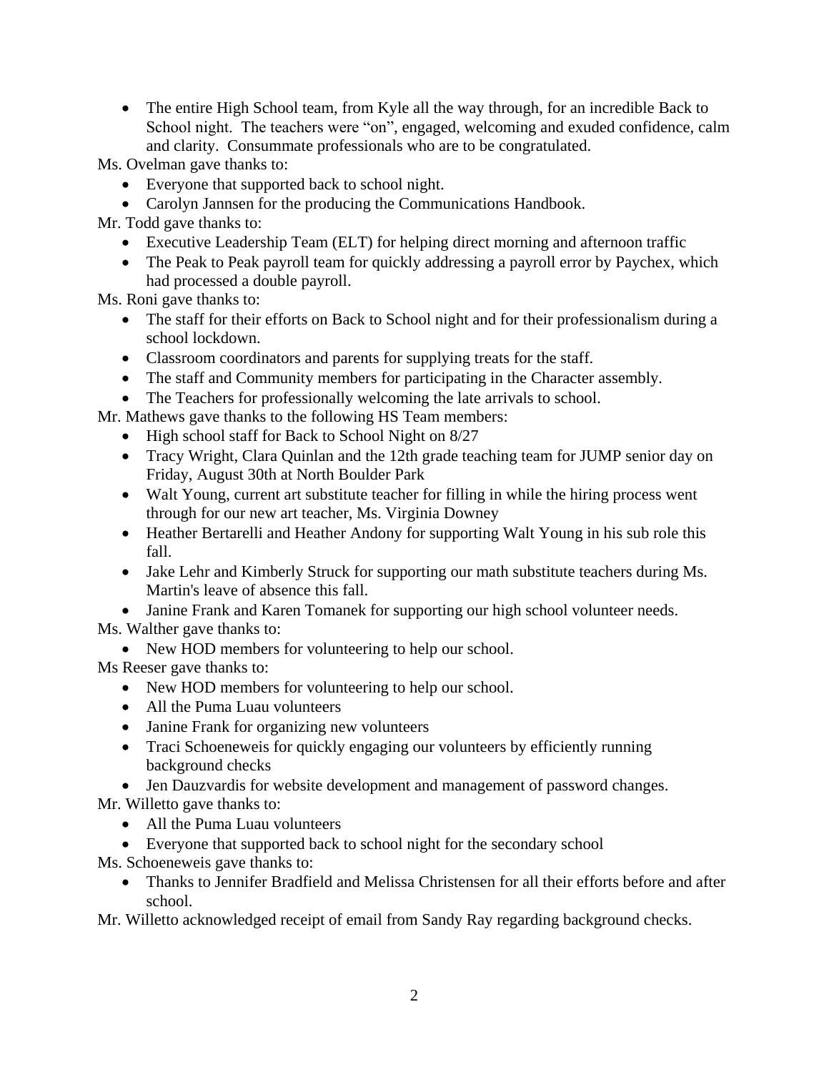- The entire High School team, from Kyle all the way through, for an incredible Back to School night. The teachers were "on", engaged, welcoming and exuded confidence, calm and clarity. Consummate professionals who are to be congratulated.

Ms. Ovelman gave thanks to:

- Everyone that supported back to school night.
- Carolyn Jannsen for the producing the Communications Handbook.

Mr. Todd gave thanks to:

- Executive Leadership Team (ELT) for helping direct morning and afternoon traffic
- The Peak to Peak payroll team for quickly addressing a payroll error by Paychex, which had processed a double payroll.

Ms. Roni gave thanks to:

- The staff for their efforts on Back to School night and for their professionalism during a school lockdown.
- Classroom coordinators and parents for supplying treats for the staff.
- The staff and Community members for participating in the Character assembly.
- The Teachers for professionally welcoming the late arrivals to school.

Mr. Mathews gave thanks to the following HS Team members:

- High school staff for Back to School Night on 8/27
- Tracy Wright, Clara Quinlan and the 12th grade teaching team for JUMP senior day on Friday, August 30th at North Boulder Park
- Walt Young, current art substitute teacher for filling in while the hiring process went through for our new art teacher, Ms. Virginia Downey
- Heather Bertarelli and Heather Andony for supporting Walt Young in his sub role this fall.
- Jake Lehr and Kimberly Struck for supporting our math substitute teachers during Ms. Martin's leave of absence this fall.
- Janine Frank and Karen Tomanek for supporting our high school volunteer needs.

Ms. Walther gave thanks to:

- New HOD members for volunteering to help our school.

Ms Reeser gave thanks to:

- New HOD members for volunteering to help our school.
- All the Puma Luau volunteers
- Janine Frank for organizing new volunteers
- Traci Schoeneweis for quickly engaging our volunteers by efficiently running background checks
- Jen Dauzvardis for website development and management of password changes.

Mr. Willetto gave thanks to:

- All the Puma Luau volunteers
- Everyone that supported back to school night for the secondary school

Ms. Schoeneweis gave thanks to:

- Thanks to Jennifer Bradfield and Melissa Christensen for all their efforts before and after school.

Mr. Willetto acknowledged receipt of email from Sandy Ray regarding background checks.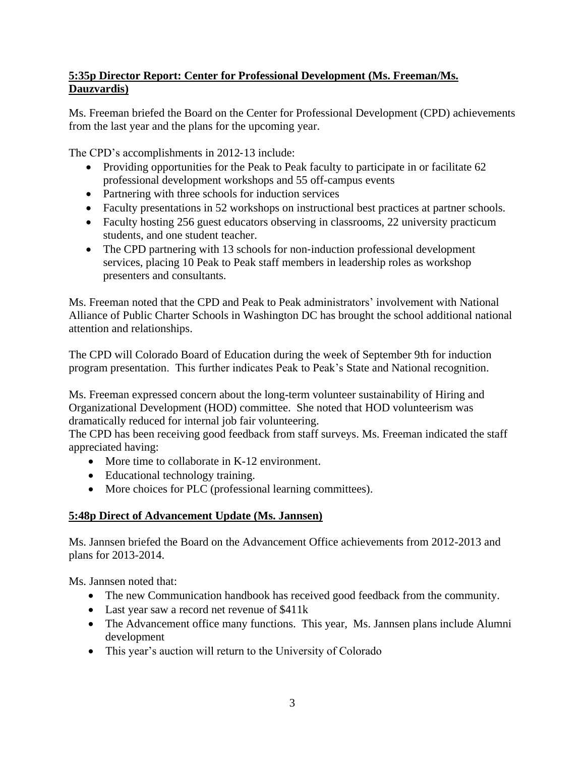**5:35p Director Report: Center for Professional Development (Ms. Freeman/Ms. Dauzvardis)**

Ms. Freeman briefed the Board on the Center for Professional Development (CPD) achievements from the last year and the plans for the upcoming year.

The CPD's accomplishments in 2012-13 include:

- Providing opportunities for the Peak to Peak faculty to participate in or facilitate 62 professional development workshops and 55 off-campus events
- Partnering with three schools for induction services
- Faculty presentations in 52 workshops on instructional best practices at partner schools.
- Faculty hosting 256 guest educators observing in classrooms, 22 university practicum students, and one student teacher.
- The CPD partnering with 13 schools for non-induction professional development services, placing 10 Peak to Peak staff members in leadership roles as workshop presenters and consultants.

Ms. Freeman noted that the CPD and Peak to Peak administrators' involvement with National Alliance of Public Charter Schools in Washington DC has brought the school additional national attention and relationships.

The CPD will Colorado Board of Education during the week of September 9th for induction program presentation. This further indicates Peak to Peak's State and National recognition.

Ms. Freeman expressed concern about the long-term volunteer sustainability of Hiring and Organizational Development (HOD) committee. She noted that HOD volunteerism was dramatically reduced for internal job fair volunteering.
The CPD has been receiving good feedback from staff surveys. Ms. Freeman indicated the staff appreciated having:

- More time to collaborate in K-12 environment.
- Educational technology training.
- More choices for PLC (professional learning committees).

**5:48p Direct of Advancement Update (Ms. Jannsen)**

Ms. Jannsen briefed the Board on the Advancement Office achievements from 2012-2013 and plans for 2013-2014.

Ms. Jannsen noted that:

- The new Communication handbook has received good feedback from the community.
- Last year saw a record net revenue of $411k
- The Advancement office many functions. This year, Ms. Jannsen plans include Alumni development
- This year's auction will return to the University of Colorado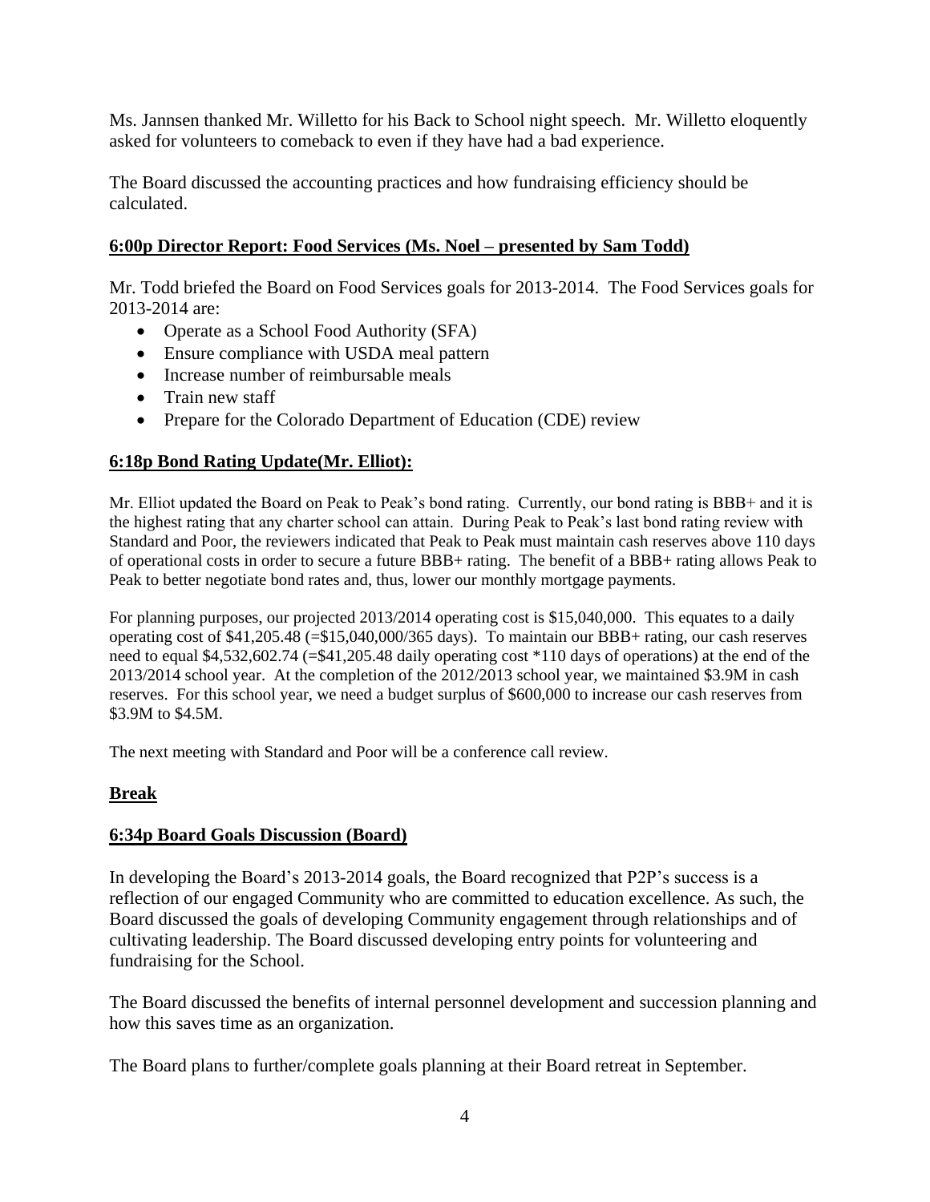Ms. Jannsen thanked Mr. Willetto for his Back to School night speech. Mr. Willetto eloquently asked for volunteers to comeback to even if they have had a bad experience.

The Board discussed the accounting practices and how fundraising efficiency should be calculated.

## 6:00p Director Report: Food Services (Ms. Noel – presented by Sam Todd)

Mr. Todd briefed the Board on Food Services goals for 2013-2014. The Food Services goals for 2013-2014 are:

- Operate as a School Food Authority (SFA)
- Ensure compliance with USDA meal pattern
- Increase number of reimbursable meals
- Train new staff
- Prepare for the Colorado Department of Education (CDE) review

## 6:18p Bond Rating Update(Mr. Elliot):

Mr. Elliot updated the Board on Peak to Peak's bond rating. Currently, our bond rating is BBB+ and it is the highest rating that any charter school can attain. During Peak to Peak's last bond rating review with Standard and Poor, the reviewers indicated that Peak to Peak must maintain cash reserves above 110 days of operational costs in order to secure a future BBB+ rating. The benefit of a BBB+ rating allows Peak to Peak to better negotiate bond rates and, thus, lower our monthly mortgage payments.

For planning purposes, our projected 2013/2014 operating cost is $15,040,000. This equates to a daily operating cost of $41,205.48 (=$15,040,000/365 days). To maintain our BBB+ rating, our cash reserves need to equal $4,532,602.74 (=$41,205.48 daily operating cost *110 days of operations) at the end of the 2013/2014 school year. At the completion of the 2012/2013 school year, we maintained $3.9M in cash reserves. For this school year, we need a budget surplus of $600,000 to increase our cash reserves from $3.9M to $4.5M.

The next meeting with Standard and Poor will be a conference call review.

## Break

## 6:34p Board Goals Discussion (Board)

In developing the Board's 2013-2014 goals, the Board recognized that P2P's success is a reflection of our engaged Community who are committed to education excellence. As such, the Board discussed the goals of developing Community engagement through relationships and of cultivating leadership. The Board discussed developing entry points for volunteering and fundraising for the School.

The Board discussed the benefits of internal personnel development and succession planning and how this saves time as an organization.

The Board plans to further/complete goals planning at their Board retreat in September.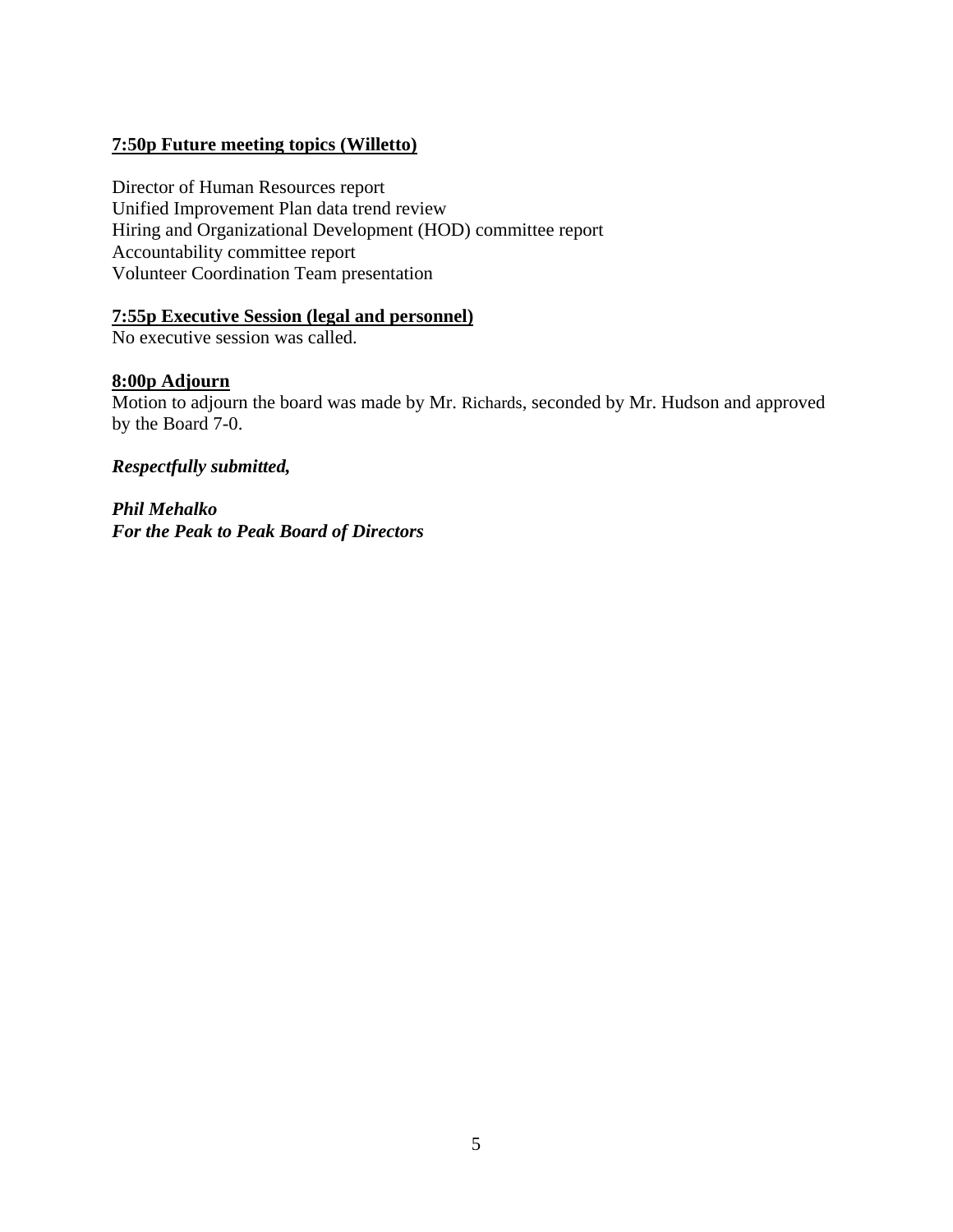**7:50p Future meeting topics (Willetto)**

Director of Human Resources report
Unified Improvement Plan data trend review
Hiring and Organizational Development (HOD) committee report
Accountability committee report
Volunteer Coordination Team presentation

**7:55p Executive Session (legal and personnel)**
No executive session was called.

**8:00p Adjourn**
Motion to adjourn the board was made by Mr. Richards, seconded by Mr. Hudson and approved by the Board 7-0.

***Respectfully submitted,***

***Phil Mehalko***
***For the Peak to Peak Board of Directors***